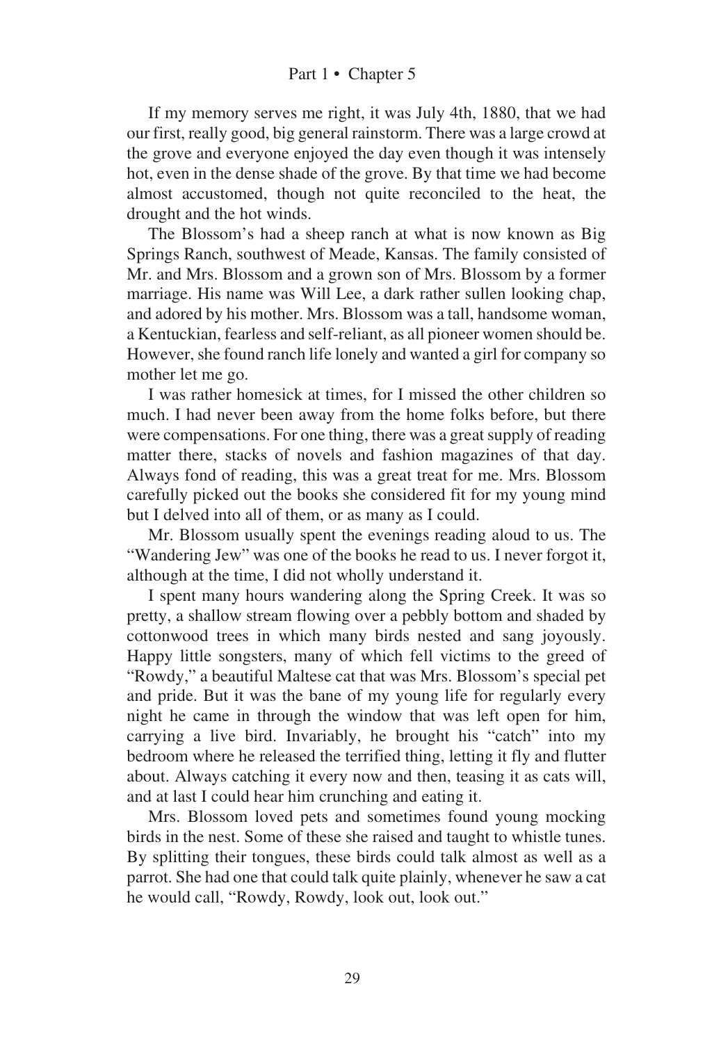If my memory serves me right, it was July 4th, 1880, that we had our first, really good, big general rainstorm. There was a large crowd at the grove and everyone enjoyed the day even though it was intensely hot, even in the dense shade of the grove. By that time we had become almost accustomed, though not quite reconciled to the heat, the drought and the hot winds.

The Blossom's had a sheep ranch at what is now known as Big Springs Ranch, southwest of Meade, Kansas. The family consisted of Mr. and Mrs. Blossom and a grown son of Mrs. Blossom by a former marriage. His name was Will Lee, a dark rather sullen looking chap, and adored by his mother. Mrs. Blossom was a tall, handsome woman, a Kentuckian, fearless and self-reliant, as all pioneer women should be. However, she found ranch life lonely and wanted a girl for company so mother let me go.

I was rather homesick at times, for I missed the other children so much. I had never been away from the home folks before, but there were compensations. For one thing, there was a great supply of reading matter there, stacks of novels and fashion magazines of that day. Always fond of reading, this was a great treat for me. Mrs. Blossom carefully picked out the books she considered fit for my young mind but I delved into all of them, or as many as I could.

Mr. Blossom usually spent the evenings reading aloud to us. The "Wandering Jew" was one of the books he read to us. I never forgot it, although at the time, I did not wholly understand it.

I spent many hours wandering along the Spring Creek. It was so pretty, a shallow stream flowing over a pebbly bottom and shaded by cottonwood trees in which many birds nested and sang joyously. Happy little songsters, many of which fell victims to the greed of "Rowdy," a beautiful Maltese cat that was Mrs. Blossom's special pet and pride. But it was the bane of my young life for regularly every night he came in through the window that was left open for him, carrying a live bird. Invariably, he brought his "catch" into my bedroom where he released the terrified thing, letting it fly and flutter about. Always catching it every now and then, teasing it as cats will, and at last I could hear him crunching and eating it.

Mrs. Blossom loved pets and sometimes found young mocking birds in the nest. Some of these she raised and taught to whistle tunes. By splitting their tongues, these birds could talk almost as well as a parrot. She had one that could talk quite plainly, whenever he saw a cat he would call, "Rowdy, Rowdy, look out, look out."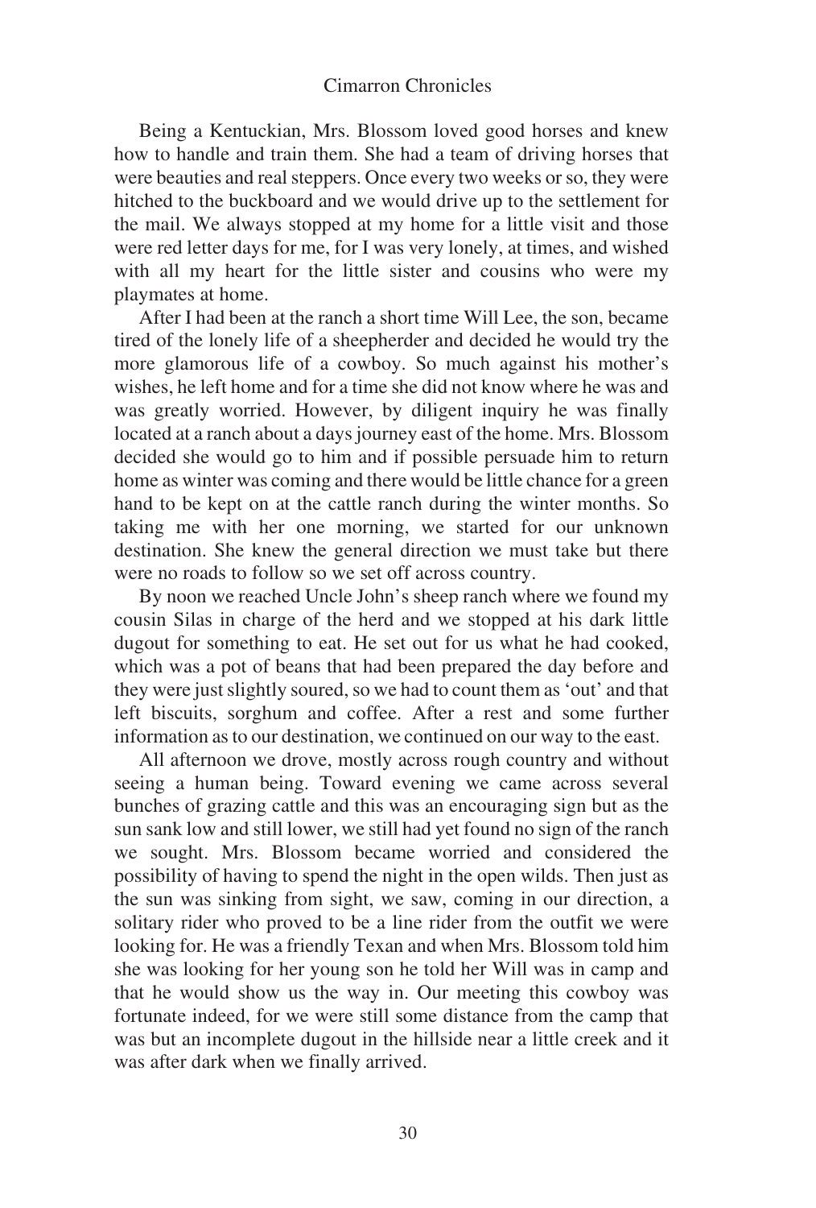Being a Kentuckian, Mrs. Blossom loved good horses and knew how to handle and train them. She had a team of driving horses that were beauties and real steppers. Once every two weeks or so, they were hitched to the buckboard and we would drive up to the settlement for the mail. We always stopped at my home for a little visit and those were red letter days for me, for I was very lonely, at times, and wished with all my heart for the little sister and cousins who were my playmates at home.

After I had been at the ranch a short time Will Lee, the son, became tired of the lonely life of a sheepherder and decided he would try the more glamorous life of a cowboy. So much against his mother's wishes, he left home and for a time she did not know where he was and was greatly worried. However, by diligent inquiry he was finally located at a ranch about a days journey east of the home. Mrs. Blossom decided she would go to him and if possible persuade him to return home as winter was coming and there would be little chance for a green hand to be kept on at the cattle ranch during the winter months. So taking me with her one morning, we started for our unknown destination. She knew the general direction we must take but there were no roads to follow so we set off across country.

By noon we reached Uncle John's sheep ranch where we found my cousin Silas in charge of the herd and we stopped at his dark little dugout for something to eat. He set out for us what he had cooked, which was a pot of beans that had been prepared the day before and they were just slightly soured, so we had to count them as 'out' and that left biscuits, sorghum and coffee. After a rest and some further information as to our destination, we continued on our way to the east.

All afternoon we drove, mostly across rough country and without seeing a human being. Toward evening we came across several bunches of grazing cattle and this was an encouraging sign but as the sun sank low and still lower, we still had yet found no sign of the ranch we sought. Mrs. Blossom became worried and considered the possibility of having to spend the night in the open wilds. Then just as the sun was sinking from sight, we saw, coming in our direction, a solitary rider who proved to be a line rider from the outfit we were looking for. He was a friendly Texan and when Mrs. Blossom told him she was looking for her young son he told her Will was in camp and that he would show us the way in. Our meeting this cowboy was fortunate indeed, for we were still some distance from the camp that was but an incomplete dugout in the hillside near a little creek and it was after dark when we finally arrived.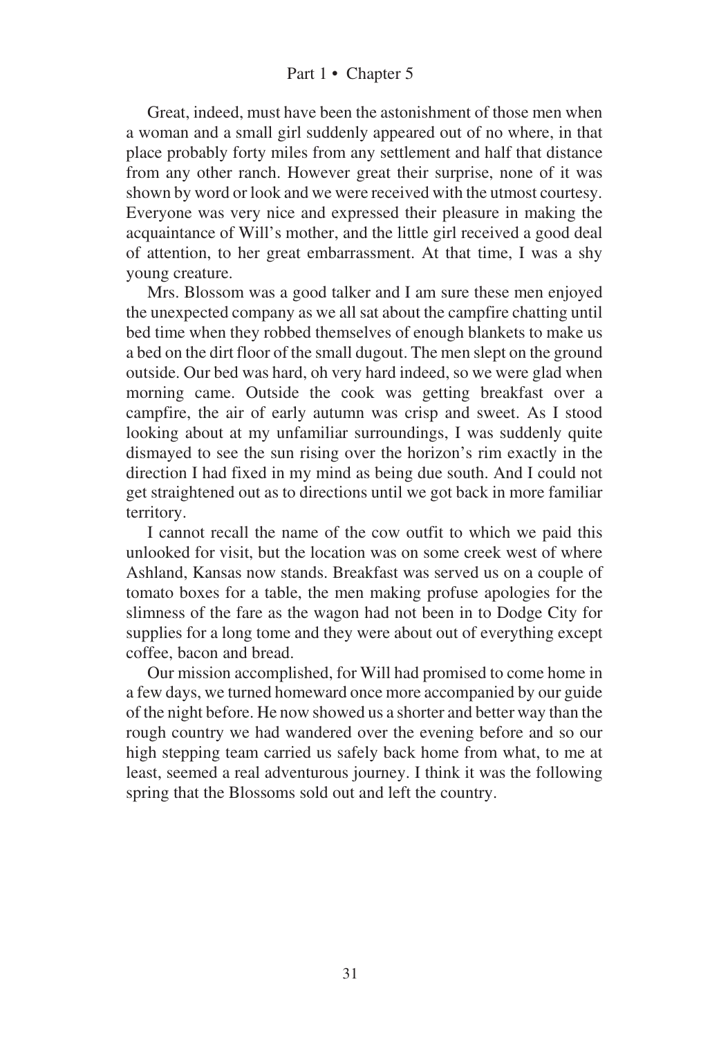Great, indeed, must have been the astonishment of those men when a woman and a small girl suddenly appeared out of no where, in that place probably forty miles from any settlement and half that distance from any other ranch. However great their surprise, none of it was shown by word or look and we were received with the utmost courtesy. Everyone was very nice and expressed their pleasure in making the acquaintance of Will's mother, and the little girl received a good deal of attention, to her great embarrassment. At that time, I was a shy young creature.

Mrs. Blossom was a good talker and I am sure these men enjoyed the unexpected company as we all sat about the campfire chatting until bed time when they robbed themselves of enough blankets to make us a bed on the dirt floor of the small dugout. The men slept on the ground outside. Our bed was hard, oh very hard indeed, so we were glad when morning came. Outside the cook was getting breakfast over a campfire, the air of early autumn was crisp and sweet. As I stood looking about at my unfamiliar surroundings, I was suddenly quite dismayed to see the sun rising over the horizon's rim exactly in the direction I had fixed in my mind as being due south. And I could not get straightened out as to directions until we got back in more familiar territory.

I cannot recall the name of the cow outfit to which we paid this unlooked for visit, but the location was on some creek west of where Ashland, Kansas now stands. Breakfast was served us on a couple of tomato boxes for a table, the men making profuse apologies for the slimness of the fare as the wagon had not been in to Dodge City for supplies for a long tome and they were about out of everything except coffee, bacon and bread.

Our mission accomplished, for Will had promised to come home in a few days, we turned homeward once more accompanied by our guide of the night before. He now showed us a shorter and better way than the rough country we had wandered over the evening before and so our high stepping team carried us safely back home from what, to me at least, seemed a real adventurous journey. I think it was the following spring that the Blossoms sold out and left the country.